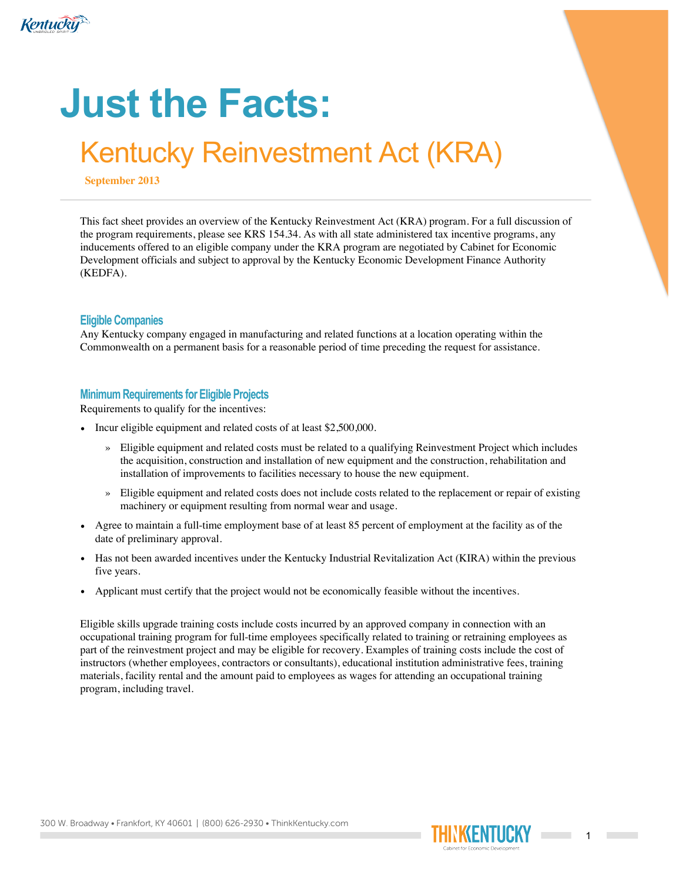# Just the Facts:

## Kentucky Reinvestment Act (KRA)

**September 2013**

This fact sheet provides an overview of the Kentucky Reinvestment Act (KRA) program. For a full discussion of the program requirements, please see KRS 154.34. As with all state administered tax incentive programs, any inducements offered to an eligible company under the KRA program are negotiated by Cabinet for Economic Development officials and subject to approval by the Kentucky Economic Development Finance Authority (KEDFA).

### Eligible Companies

Any Kentucky company engaged in manufacturing and related functions at a location operating within the Commonwealth on a permanent basis for a reasonable period of time preceding the request for assistance.

### Minimum Requirements for Eligible Projects

Requirements to qualify for the incentives:

- Incur eligible equipment and related costs of at least $2,500,000.
  - Eligible equipment and related costs must be related to a qualifying Reinvestment Project which includes the acquisition, construction and installation of new equipment and the construction, rehabilitation and installation of improvements to facilities necessary to house the new equipment.
  - Eligible equipment and related costs does not include costs related to the replacement or repair of existing machinery or equipment resulting from normal wear and usage.
- Agree to maintain a full-time employment base of at least 85 percent of employment at the facility as of the date of preliminary approval.
- Has not been awarded incentives under the Kentucky Industrial Revitalization Act (KIRA) within the previous five years.
- Applicant must certify that the project would not be economically feasible without the incentives.

Eligible skills upgrade training costs include costs incurred by an approved company in connection with an occupational training program for full-time employees specifically related to training or retraining employees as part of the reinvestment project and may be eligible for recovery. Examples of training costs include the cost of instructors (whether employees, contractors or consultants), educational institution administrative fees, training materials, facility rental and the amount paid to employees as wages for attending an occupational training program, including travel.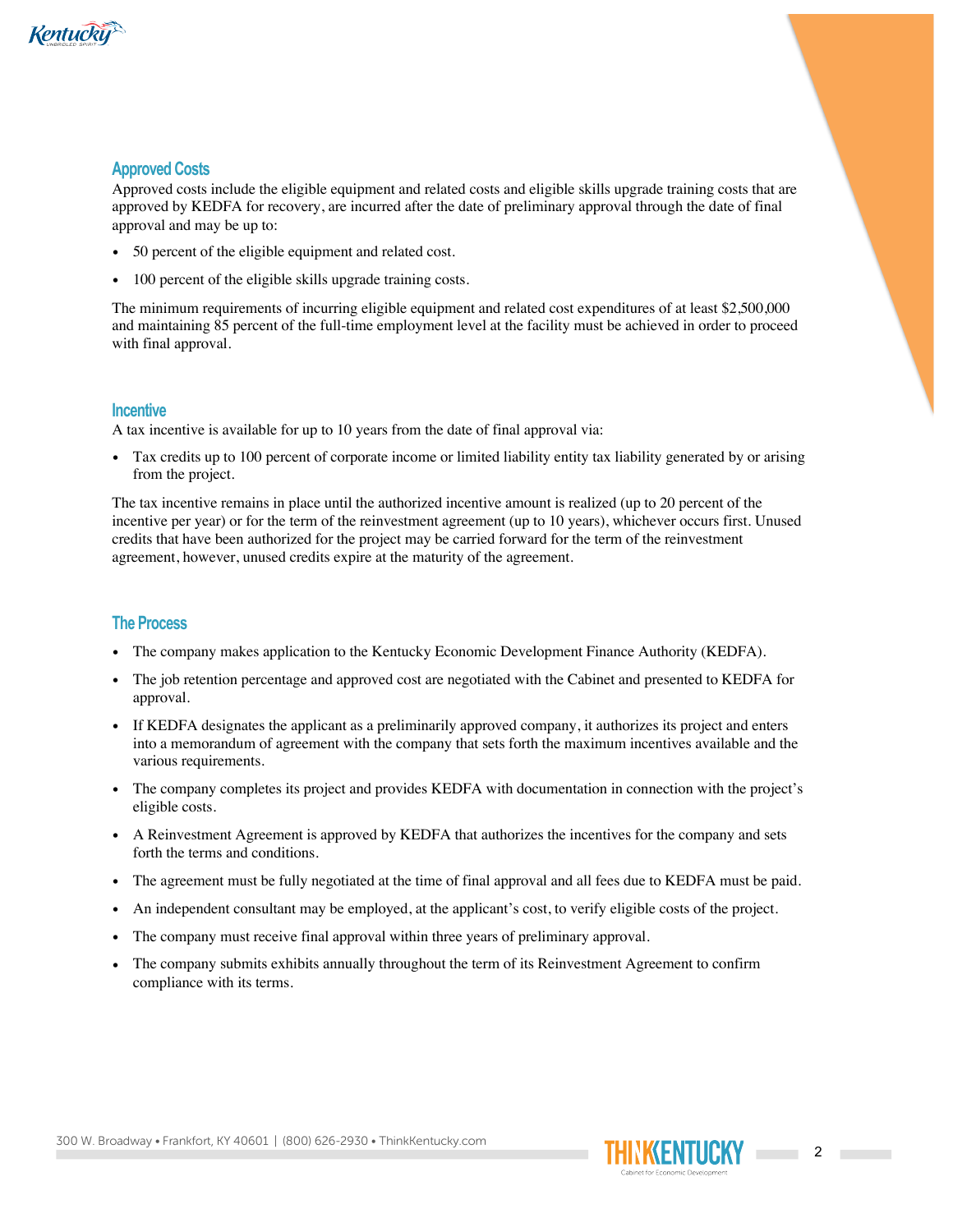## Approved Costs

Approved costs include the eligible equipment and related costs and eligible skills upgrade training costs that are approved by KEDFA for recovery, are incurred after the date of preliminary approval through the date of final approval and may be up to:

- 50 percent of the eligible equipment and related cost.
- 100 percent of the eligible skills upgrade training costs.

The minimum requirements of incurring eligible equipment and related cost expenditures of at least $2,500,000 and maintaining 85 percent of the full-time employment level at the facility must be achieved in order to proceed with final approval.

## Incentive

A tax incentive is available for up to 10 years from the date of final approval via:

- Tax credits up to 100 percent of corporate income or limited liability entity tax liability generated by or arising from the project.

The tax incentive remains in place until the authorized incentive amount is realized (up to 20 percent of the incentive per year) or for the term of the reinvestment agreement (up to 10 years), whichever occurs first. Unused credits that have been authorized for the project may be carried forward for the term of the reinvestment agreement, however, unused credits expire at the maturity of the agreement.

## The Process

- The company makes application to the Kentucky Economic Development Finance Authority (KEDFA).
- The job retention percentage and approved cost are negotiated with the Cabinet and presented to KEDFA for approval.
- If KEDFA designates the applicant as a preliminarily approved company, it authorizes its project and enters into a memorandum of agreement with the company that sets forth the maximum incentives available and the various requirements.
- The company completes its project and provides KEDFA with documentation in connection with the project's eligible costs.
- A Reinvestment Agreement is approved by KEDFA that authorizes the incentives for the company and sets forth the terms and conditions.
- The agreement must be fully negotiated at the time of final approval and all fees due to KEDFA must be paid.
- An independent consultant may be employed, at the applicant's cost, to verify eligible costs of the project.
- The company must receive final approval within three years of preliminary approval.
- The company submits exhibits annually throughout the term of its Reinvestment Agreement to confirm compliance with its terms.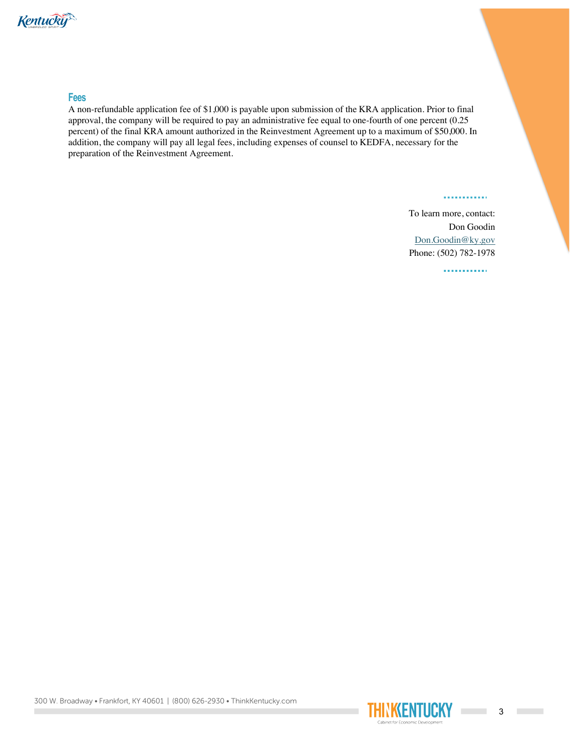## Fees

A non-refundable application fee of $1,000 is payable upon submission of the KRA application. Prior to final approval, the company will be required to pay an administrative fee equal to one-fourth of one percent (0.25 percent) of the final KRA amount authorized in the Reinvestment Agreement up to a maximum of $50,000. In addition, the company will pay all legal fees, including expenses of counsel to KEDFA, necessary for the preparation of the Reinvestment Agreement.

To learn more, contact:
Don Goodin
Don.Goodin@ky.gov
Phone: (502) 782-1978

300 W. Broadway • Frankfort, KY 40601 | (800) 626-2930 • ThinkKentucky.com